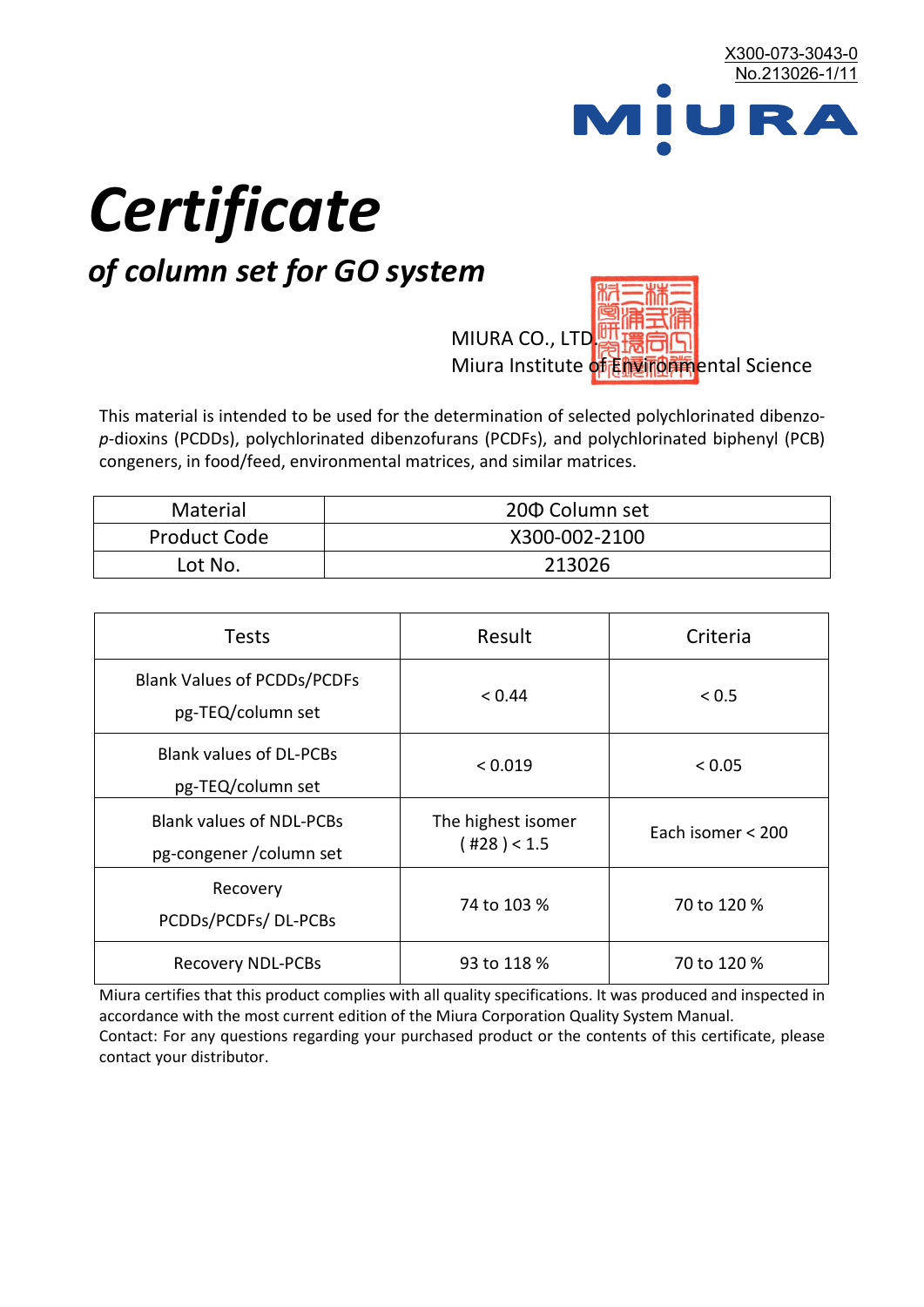X300-073-3043-0
No.213026-1/11

MIURA

# *Certificate*

## *of column set for GO system*

MIURA CO., LTD.
Miura Institute of Environmental Science

This material is intended to be used for the determination of selected polychlorinated dibenzo-*p*-dioxins (PCDDs), polychlorinated dibenzofurans (PCDFs), and polychlorinated biphenyl (PCB) congeners, in food/feed, environmental matrices, and similar matrices.

| Material | 20Φ Column set |
|---|---|
| Product Code | X300-002-2100 |
| Lot No. | 213026 |

| Tests | Result | Criteria |
|---|---|---|
| Blank Values of PCDDs/PCDFs pg-TEQ/column set | < 0.44 | < 0.5 |
| Blank values of DL-PCBs pg-TEQ/column set | < 0.019 | < 0.05 |
| Blank values of NDL-PCBs pg-congener /column set | The highest isomer ( #28 ) < 1.5 | Each isomer < 200 |
| Recovery PCDDs/PCDFs/ DL-PCBs | 74 to 103 % | 70 to 120 % |
| Recovery NDL-PCBs | 93 to 118 % | 70 to 120 % |

Miura certifies that this product complies with all quality specifications. It was produced and inspected in accordance with the most current edition of the Miura Corporation Quality System Manual.
Contact: For any questions regarding your purchased product or the contents of this certificate, please contact your distributor.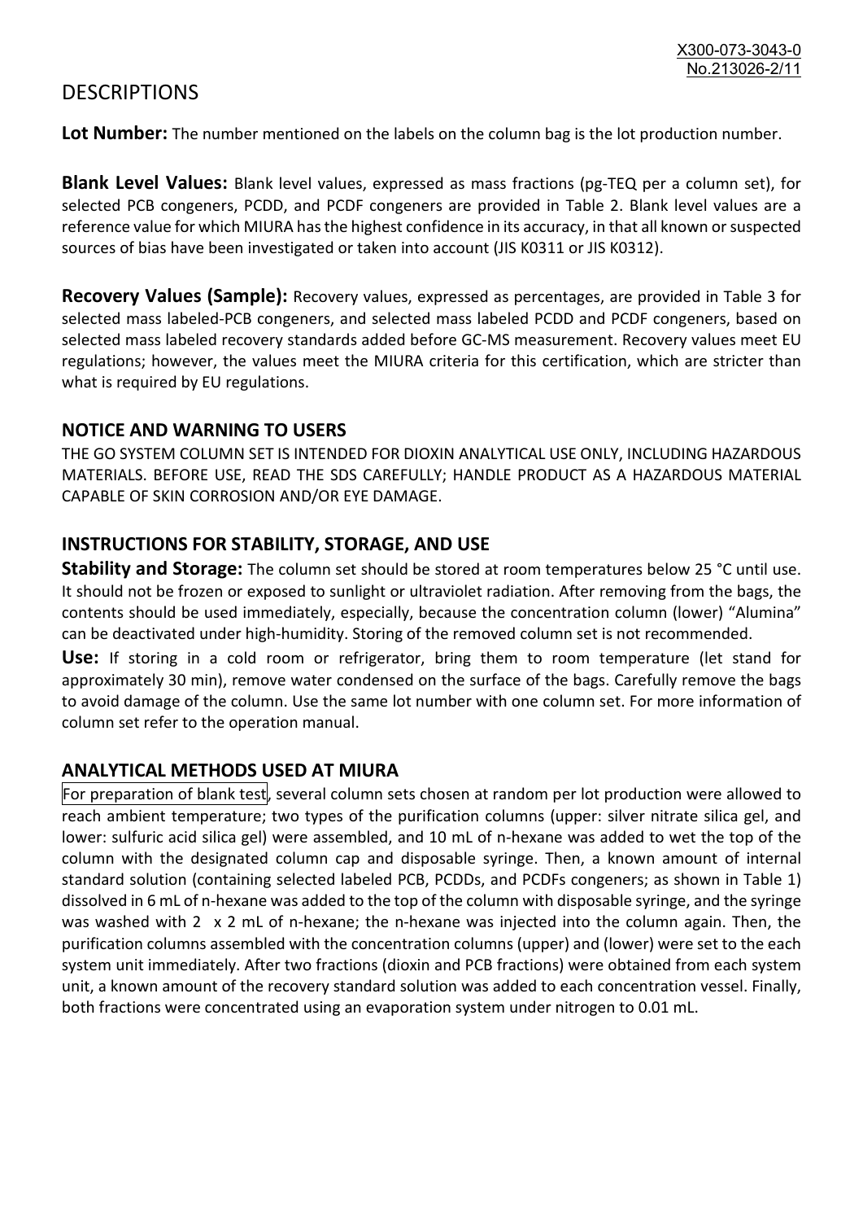# DESCRIPTIONS

**Lot Number:** The number mentioned on the labels on the column bag is the lot production number.

**Blank Level Values:** Blank level values, expressed as mass fractions (pg-TEQ per a column set), for selected PCB congeners, PCDD, and PCDF congeners are provided in Table 2. Blank level values are a reference value for which MIURA has the highest confidence in its accuracy, in that all known or suspected sources of bias have been investigated or taken into account (JIS K0311 or JIS K0312).

**Recovery Values (Sample):** Recovery values, expressed as percentages, are provided in Table 3 for selected mass labeled-PCB congeners, and selected mass labeled PCDD and PCDF congeners, based on selected mass labeled recovery standards added before GC-MS measurement. Recovery values meet EU regulations; however, the values meet the MIURA criteria for this certification, which are stricter than what is required by EU regulations.

## NOTICE AND WARNING TO USERS

THE GO SYSTEM COLUMN SET IS INTENDED FOR DIOXIN ANALYTICAL USE ONLY, INCLUDING HAZARDOUS MATERIALS. BEFORE USE, READ THE SDS CAREFULLY; HANDLE PRODUCT AS A HAZARDOUS MATERIAL CAPABLE OF SKIN CORROSION AND/OR EYE DAMAGE.

## INSTRUCTIONS FOR STABILITY, STORAGE, AND USE

**Stability and Storage:** The column set should be stored at room temperatures below 25 °C until use. It should not be frozen or exposed to sunlight or ultraviolet radiation. After removing from the bags, the contents should be used immediately, especially, because the concentration column (lower) "Alumina" can be deactivated under high-humidity. Storing of the removed column set is not recommended.

**Use:** If storing in a cold room or refrigerator, bring them to room temperature (let stand for approximately 30 min), remove water condensed on the surface of the bags. Carefully remove the bags to avoid damage of the column. Use the same lot number with one column set. For more information of column set refer to the operation manual.

## ANALYTICAL METHODS USED AT MIURA

For preparation of blank test, several column sets chosen at random per lot production were allowed to reach ambient temperature; two types of the purification columns (upper: silver nitrate silica gel, and lower: sulfuric acid silica gel) were assembled, and 10 mL of n-hexane was added to wet the top of the column with the designated column cap and disposable syringe. Then, a known amount of internal standard solution (containing selected labeled PCB, PCDDs, and PCDFs congeners; as shown in Table 1) dissolved in 6 mL of n-hexane was added to the top of the column with disposable syringe, and the syringe was washed with 2 x 2 mL of n-hexane; the n-hexane was injected into the column again. Then, the purification columns assembled with the concentration columns (upper) and (lower) were set to the each system unit immediately. After two fractions (dioxin and PCB fractions) were obtained from each system unit, a known amount of the recovery standard solution was added to each concentration vessel. Finally, both fractions were concentrated using an evaporation system under nitrogen to 0.01 mL.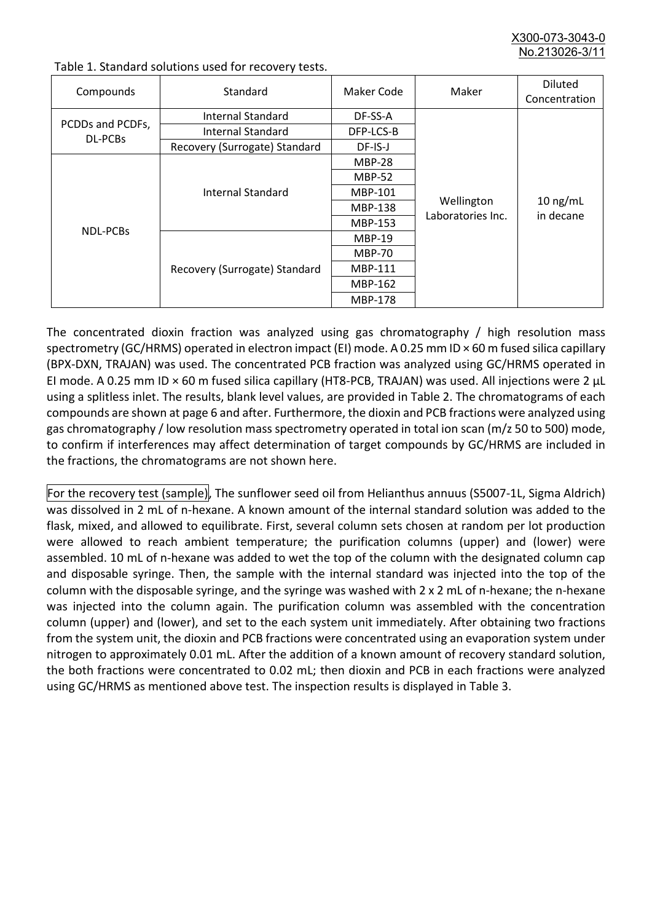Table 1. Standard solutions used for recovery tests.

| Compounds | Standard | Maker Code | Maker | Diluted Concentration |
|---|---|---|---|---|
| PCDDs and PCDFs, DL-PCBs | Internal Standard | DF-SS-A | Wellington Laboratories Inc. | 10 ng/mL in decane |
| | Internal Standard | DFP-LCS-B | | |
| | Recovery (Surrogate) Standard | DF-IS-J | | |
| NDL-PCBs | Internal Standard | MBP-28 | | |
| | | MBP-52 | | |
| | | MBP-101 | | |
| | | MBP-138 | | |
| | | MBP-153 | | |
| | Recovery (Surrogate) Standard | MBP-19 | | |
| | | MBP-70 | | |
| | | MBP-111 | | |
| | | MBP-162 | | |
| | | MBP-178 | | |

The concentrated dioxin fraction was analyzed using gas chromatography / high resolution mass spectrometry (GC/HRMS) operated in electron impact (EI) mode. A 0.25 mm ID × 60 m fused silica capillary (BPX-DXN, TRAJAN) was used. The concentrated PCB fraction was analyzed using GC/HRMS operated in EI mode. A 0.25 mm ID × 60 m fused silica capillary (HT8-PCB, TRAJAN) was used. All injections were 2 µL using a splitless inlet. The results, blank level values, are provided in Table 2. The chromatograms of each compounds are shown at page 6 and after. Furthermore, the dioxin and PCB fractions were analyzed using gas chromatography / low resolution mass spectrometry operated in total ion scan (m/z 50 to 500) mode, to confirm if interferences may affect determination of target compounds by GC/HRMS are included in the fractions, the chromatograms are not shown here.

For the recovery test (sample), The sunflower seed oil from Helianthus annuus (S5007-1L, Sigma Aldrich) was dissolved in 2 mL of n-hexane. A known amount of the internal standard solution was added to the flask, mixed, and allowed to equilibrate. First, several column sets chosen at random per lot production were allowed to reach ambient temperature; the purification columns (upper) and (lower) were assembled. 10 mL of n-hexane was added to wet the top of the column with the designated column cap and disposable syringe. Then, the sample with the internal standard was injected into the top of the column with the disposable syringe, and the syringe was washed with 2 x 2 mL of n-hexane; the n-hexane was injected into the column again. The purification column was assembled with the concentration column (upper) and (lower), and set to the each system unit immediately. After obtaining two fractions from the system unit, the dioxin and PCB fractions were concentrated using an evaporation system under nitrogen to approximately 0.01 mL. After the addition of a known amount of recovery standard solution, the both fractions were concentrated to 0.02 mL; then dioxin and PCB in each fractions were analyzed using GC/HRMS as mentioned above test. The inspection results is displayed in Table 3.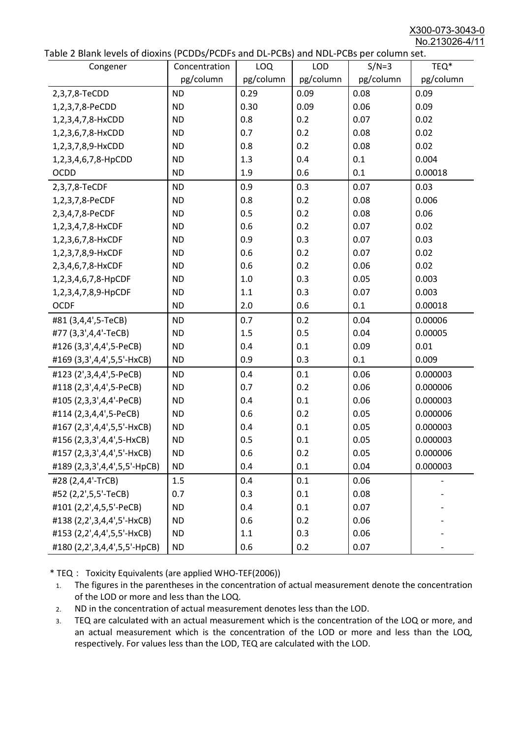Table 2 Blank levels of dioxins (PCDDs/PCDFs and DL-PCBs) and NDL-PCBs per column set.

| Congener | Concentration pg/column | LOQ pg/column | LOD pg/column | S/N=3 pg/column | TEQ* pg/column |
|---|---|---|---|---|---|
| 2,3,7,8-TeCDD | ND | 0.29 | 0.09 | 0.08 | 0.09 |
| 1,2,3,7,8-PeCDD | ND | 0.30 | 0.09 | 0.06 | 0.09 |
| 1,2,3,4,7,8-HxCDD | ND | 0.8 | 0.2 | 0.07 | 0.02 |
| 1,2,3,6,7,8-HxCDD | ND | 0.7 | 0.2 | 0.08 | 0.02 |
| 1,2,3,7,8,9-HxCDD | ND | 0.8 | 0.2 | 0.08 | 0.02 |
| 1,2,3,4,6,7,8-HpCDD | ND | 1.3 | 0.4 | 0.1 | 0.004 |
| OCDD | ND | 1.9 | 0.6 | 0.1 | 0.00018 |
| 2,3,7,8-TeCDF | ND | 0.9 | 0.3 | 0.07 | 0.03 |
| 1,2,3,7,8-PeCDF | ND | 0.8 | 0.2 | 0.08 | 0.006 |
| 2,3,4,7,8-PeCDF | ND | 0.5 | 0.2 | 0.08 | 0.06 |
| 1,2,3,4,7,8-HxCDF | ND | 0.6 | 0.2 | 0.07 | 0.02 |
| 1,2,3,6,7,8-HxCDF | ND | 0.9 | 0.3 | 0.07 | 0.03 |
| 1,2,3,7,8,9-HxCDF | ND | 0.6 | 0.2 | 0.07 | 0.02 |
| 2,3,4,6,7,8-HxCDF | ND | 0.6 | 0.2 | 0.06 | 0.02 |
| 1,2,3,4,6,7,8-HpCDF | ND | 1.0 | 0.3 | 0.05 | 0.003 |
| 1,2,3,4,7,8,9-HpCDF | ND | 1.1 | 0.3 | 0.07 | 0.003 |
| OCDF | ND | 2.0 | 0.6 | 0.1 | 0.00018 |
| #81 (3,4,4',5-TeCB) | ND | 0.7 | 0.2 | 0.04 | 0.00006 |
| #77 (3,3',4,4'-TeCB) | ND | 1.5 | 0.5 | 0.04 | 0.00005 |
| #126 (3,3',4,4',5-PeCB) | ND | 0.4 | 0.1 | 0.09 | 0.01 |
| #169 (3,3',4,4',5,5'-HxCB) | ND | 0.9 | 0.3 | 0.1 | 0.009 |
| #123 (2',3,4,4',5-PeCB) | ND | 0.4 | 0.1 | 0.06 | 0.000003 |
| #118 (2,3',4,4',5-PeCB) | ND | 0.7 | 0.2 | 0.06 | 0.000006 |
| #105 (2,3,3',4,4'-PeCB) | ND | 0.4 | 0.1 | 0.06 | 0.000003 |
| #114 (2,3,4,4',5-PeCB) | ND | 0.6 | 0.2 | 0.05 | 0.000006 |
| #167 (2,3',4,4',5,5'-HxCB) | ND | 0.4 | 0.1 | 0.05 | 0.000003 |
| #156 (2,3,3',4,4',5-HxCB) | ND | 0.5 | 0.1 | 0.05 | 0.000003 |
| #157 (2,3,3',4,4',5'-HxCB) | ND | 0.6 | 0.2 | 0.05 | 0.000006 |
| #189 (2,3,3',4,4',5,5'-HpCB) | ND | 0.4 | 0.1 | 0.04 | 0.000003 |
| #28 (2,4,4'-TrCB) | 1.5 | 0.4 | 0.1 | 0.06 | - |
| #52 (2,2',5,5'-TeCB) | 0.7 | 0.3 | 0.1 | 0.08 | - |
| #101 (2,2',4,5,5'-PeCB) | ND | 0.4 | 0.1 | 0.07 | - |
| #138 (2,2',3,4,4',5'-HxCB) | ND | 0.6 | 0.2 | 0.06 | - |
| #153 (2,2',4,4',5,5'-HxCB) | ND | 1.1 | 0.3 | 0.06 | - |
| #180 (2,2',3,4,4',5,5'-HpCB) | ND | 0.6 | 0.2 | 0.07 | - |

\* TEQ： Toxicity Equivalents (are applied WHO-TEF(2006))

1. The figures in the parentheses in the concentration of actual measurement denote the concentration of the LOD or more and less than the LOQ.
2. ND in the concentration of actual measurement denotes less than the LOD.
3. TEQ are calculated with an actual measurement which is the concentration of the LOQ or more, and an actual measurement which is the concentration of the LOD or more and less than the LOQ, respectively. For values less than the LOD, TEQ are calculated with the LOD.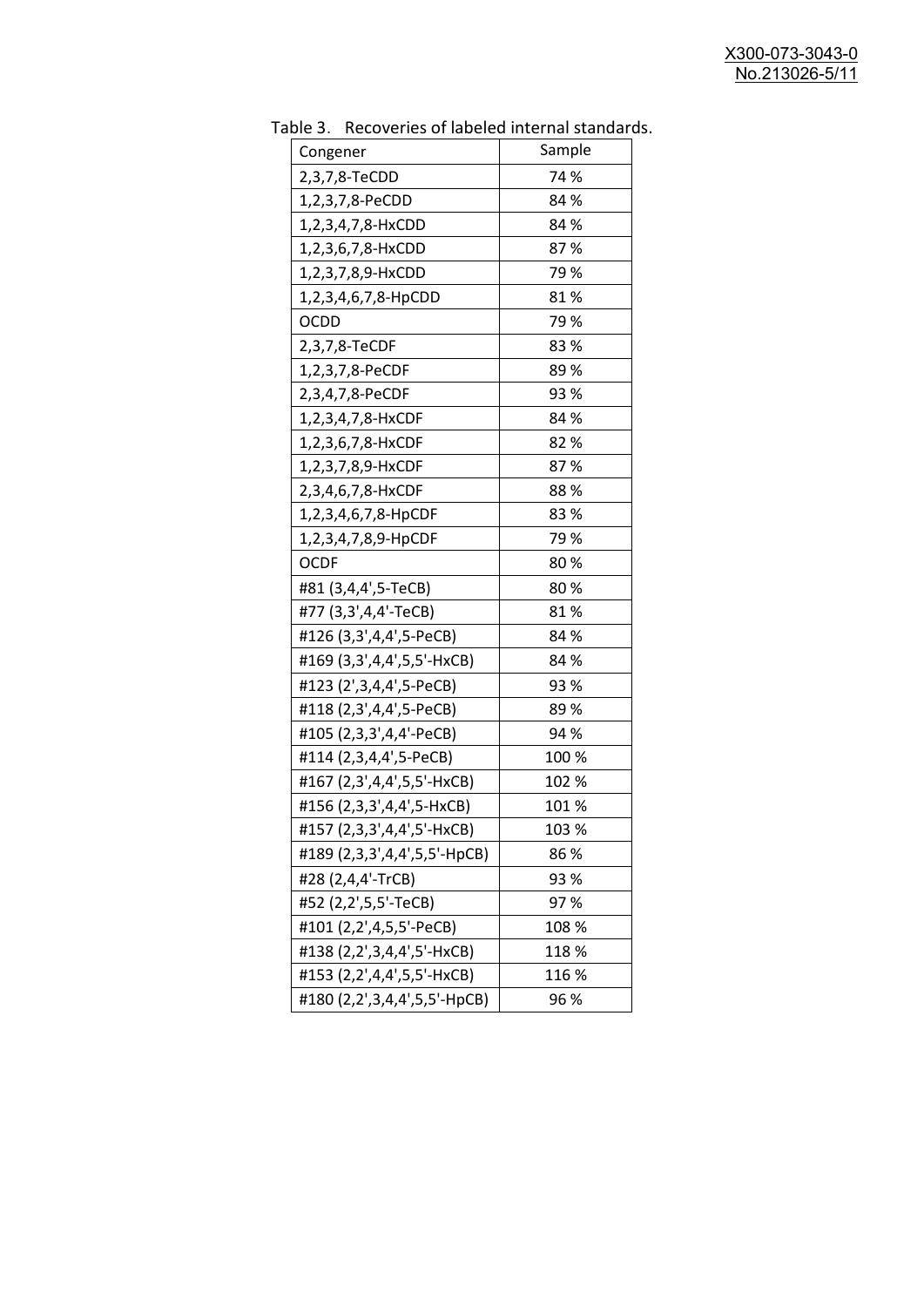Table 3. Recoveries of labeled internal standards.

| Congener | Sample |
|---|---|
| 2,3,7,8-TeCDD | 74 % |
| 1,2,3,7,8-PeCDD | 84 % |
| 1,2,3,4,7,8-HxCDD | 84 % |
| 1,2,3,6,7,8-HxCDD | 87 % |
| 1,2,3,7,8,9-HxCDD | 79 % |
| 1,2,3,4,6,7,8-HpCDD | 81 % |
| OCDD | 79 % |
| 2,3,7,8-TeCDF | 83 % |
| 1,2,3,7,8-PeCDF | 89 % |
| 2,3,4,7,8-PeCDF | 93 % |
| 1,2,3,4,7,8-HxCDF | 84 % |
| 1,2,3,6,7,8-HxCDF | 82 % |
| 1,2,3,7,8,9-HxCDF | 87 % |
| 2,3,4,6,7,8-HxCDF | 88 % |
| 1,2,3,4,6,7,8-HpCDF | 83 % |
| 1,2,3,4,7,8,9-HpCDF | 79 % |
| OCDF | 80 % |
| #81 (3,4,4',5-TeCB) | 80 % |
| #77 (3,3',4,4'-TeCB) | 81 % |
| #126 (3,3',4,4',5-PeCB) | 84 % |
| #169 (3,3',4,4',5,5'-HxCB) | 84 % |
| #123 (2',3,4,4',5-PeCB) | 93 % |
| #118 (2,3',4,4',5-PeCB) | 89 % |
| #105 (2,3,3',4,4'-PeCB) | 94 % |
| #114 (2,3,4,4',5-PeCB) | 100 % |
| #167 (2,3',4,4',5,5'-HxCB) | 102 % |
| #156 (2,3,3',4,4',5-HxCB) | 101 % |
| #157 (2,3,3',4,4',5'-HxCB) | 103 % |
| #189 (2,3,3',4,4',5,5'-HpCB) | 86 % |
| #28 (2,4,4'-TrCB) | 93 % |
| #52 (2,2',5,5'-TeCB) | 97 % |
| #101 (2,2',4,5,5'-PeCB) | 108 % |
| #138 (2,2',3,4,4',5'-HxCB) | 118 % |
| #153 (2,2',4,4',5,5'-HxCB) | 116 % |
| #180 (2,2',3,4,4',5,5'-HpCB) | 96 % |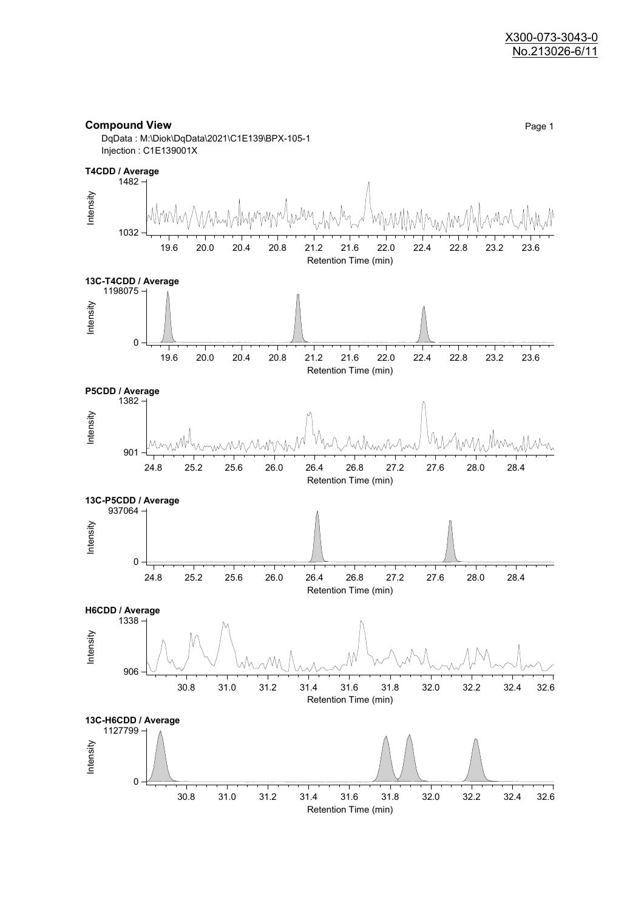## Compound View

DqData : M:\Diok\DqData\2021\C1E139\BPX-105-1
Injection : C1E139001X

**T4CDD / Average**

Intensity: 1032 – 1482
Retention Time (min): 19.6, 20.0, 20.4, 20.8, 21.2, 21.6, 22.0, 22.4, 22.8, 23.2, 23.6

**13C-T4CDD / Average**

Intensity: 0 – 1198075
Retention Time (min): 19.6, 20.0, 20.4, 20.8, 21.2, 21.6, 22.0, 22.4, 22.8, 23.2, 23.6

**P5CDD / Average**

Intensity: 901 – 1382
Retention Time (min): 24.8, 25.2, 25.6, 26.0, 26.4, 26.8, 27.2, 27.6, 28.0, 28.4

**13C-P5CDD / Average**

Intensity: 0 – 937064
Retention Time (min): 24.8, 25.2, 25.6, 26.0, 26.4, 26.8, 27.2, 27.6, 28.0, 28.4

**H6CDD / Average**

Intensity: 906 – 1338
Retention Time (min): 30.8, 31.0, 31.2, 31.4, 31.6, 31.8, 32.0, 32.2, 32.4, 32.6

**13C-H6CDD / Average**

Intensity: 0 – 1127799
Retention Time (min): 30.8, 31.0, 31.2, 31.4, 31.6, 31.8, 32.0, 32.2, 32.4, 32.6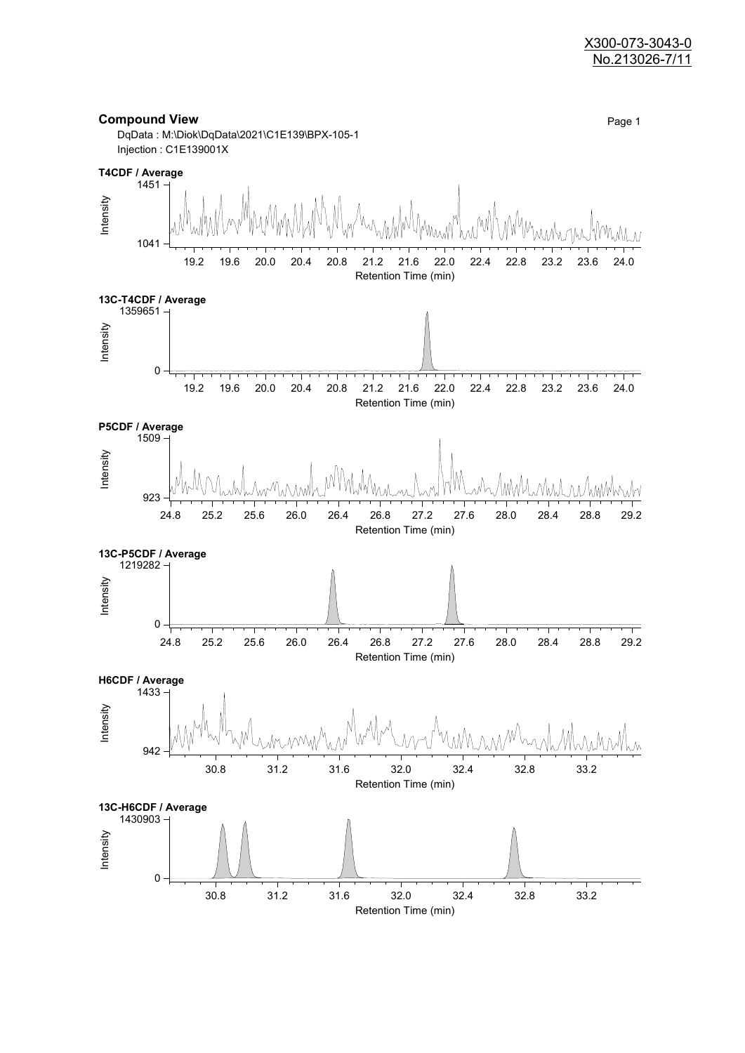X300-073-3043-0
No.213026-7/11

## Compound View

DqData : M:\Diok\DqData\2021\C1E139\BPX-105-1
Injection : C1E139001X

**T4CDF / Average**

Intensity: 1041 – 1451
Retention Time (min): 19.2, 19.6, 20.0, 20.4, 20.8, 21.2, 21.6, 22.0, 22.4, 22.8, 23.2, 23.6, 24.0

**13C-T4CDF / Average**

Intensity: 0 – 1359651
Retention Time (min): 19.2, 19.6, 20.0, 20.4, 20.8, 21.2, 21.6, 22.0, 22.4, 22.8, 23.2, 23.6, 24.0

**P5CDF / Average**

Intensity: 923 – 1509
Retention Time (min): 24.8, 25.2, 25.6, 26.0, 26.4, 26.8, 27.2, 27.6, 28.0, 28.4, 28.8, 29.2

**13C-P5CDF / Average**

Intensity: 0 – 1219282
Retention Time (min): 24.8, 25.2, 25.6, 26.0, 26.4, 26.8, 27.2, 27.6, 28.0, 28.4, 28.8, 29.2

**H6CDF / Average**

Intensity: 942 – 1433
Retention Time (min): 30.8, 31.2, 31.6, 32.0, 32.4, 32.8, 33.2

**13C-H6CDF / Average**

Intensity: 0 – 1430903
Retention Time (min): 30.8, 31.2, 31.6, 32.0, 32.4, 32.8, 33.2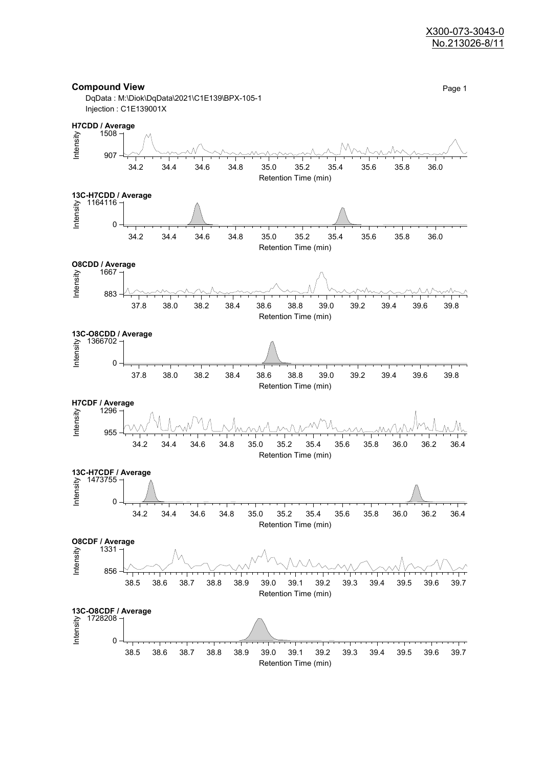X300-073-3043-0
No.213026-8/11

## Compound View

DqData : M:\Diok\DqData\2021\C1E139\BPX-105-1
Injection : C1E139001X

**H7CDD / Average**

Intensity: 1508 – 907

Retention Time (min): 34.2, 34.4, 34.6, 34.8, 35.0, 35.2, 35.4, 35.6, 35.8, 36.0

**13C-H7CDD / Average**

Intensity: 1164116 – 0

Retention Time (min): 34.2, 34.4, 34.6, 34.8, 35.0, 35.2, 35.4, 35.6, 35.8, 36.0

**O8CDD / Average**

Intensity: 1667 – 883

Retention Time (min): 37.8, 38.0, 38.2, 38.4, 38.6, 38.8, 39.0, 39.2, 39.4, 39.6, 39.8

**13C-O8CDD / Average**

Intensity: 1366702 – 0

Retention Time (min): 37.8, 38.0, 38.2, 38.4, 38.6, 38.8, 39.0, 39.2, 39.4, 39.6, 39.8

**H7CDF / Average**

Intensity: 1296 – 955

Retention Time (min): 34.2, 34.4, 34.6, 34.8, 35.0, 35.2, 35.4, 35.6, 35.8, 36.0, 36.2, 36.4

**13C-H7CDF / Average**

Intensity: 1473755 – 0

Retention Time (min): 34.2, 34.4, 34.6, 34.8, 35.0, 35.2, 35.4, 35.6, 35.8, 36.0, 36.2, 36.4

**O8CDF / Average**

Intensity: 1331 – 856

Retention Time (min): 38.5, 38.6, 38.7, 38.8, 38.9, 39.0, 39.1, 39.2, 39.3, 39.4, 39.5, 39.6, 39.7

**13C-O8CDF / Average**

Intensity: 1728208 – 0

Retention Time (min): 38.5, 38.6, 38.7, 38.8, 38.9, 39.0, 39.1, 39.2, 39.3, 39.4, 39.5, 39.6, 39.7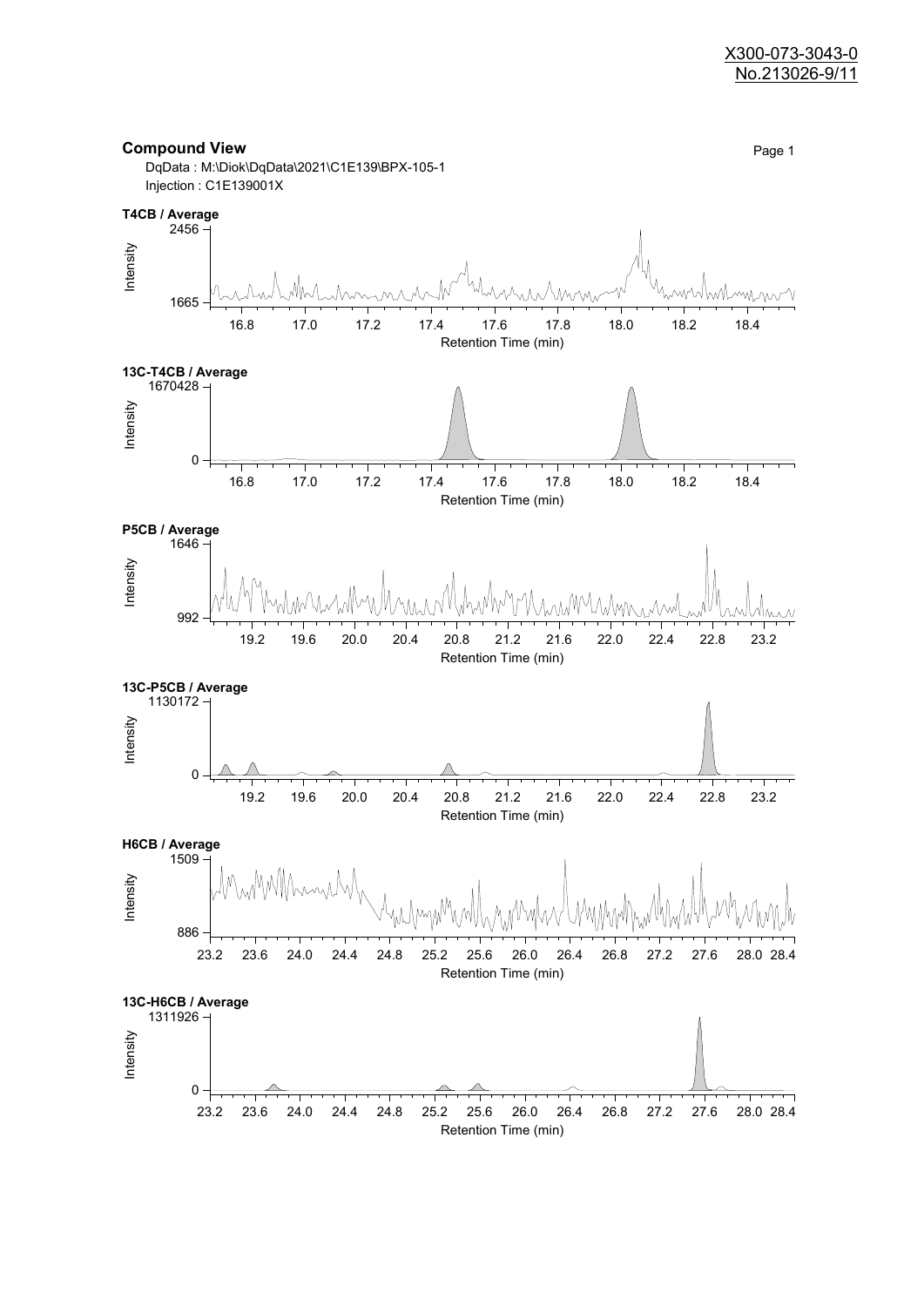X300-073-3043-0
No.213026-9/11

## Compound View

DqData : M:\Diok\DqData\2021\C1E139\BPX-105-1
Injection : C1E139001X

**T4CB / Average**

Intensity: 1665 – 2456
Retention Time (min): 16.8, 17.0, 17.2, 17.4, 17.6, 17.8, 18.0, 18.2, 18.4

**13C-T4CB / Average**

Intensity: 0 – 1670428
Retention Time (min): 16.8, 17.0, 17.2, 17.4, 17.6, 17.8, 18.0, 18.2, 18.4

**P5CB / Average**

Intensity: 992 – 1646
Retention Time (min): 19.2, 19.6, 20.0, 20.4, 20.8, 21.2, 21.6, 22.0, 22.4, 22.8, 23.2

**13C-P5CB / Average**

Intensity: 0 – 1130172
Retention Time (min): 19.2, 19.6, 20.0, 20.4, 20.8, 21.2, 21.6, 22.0, 22.4, 22.8, 23.2

**H6CB / Average**

Intensity: 886 – 1509
Retention Time (min): 23.2, 23.6, 24.0, 24.4, 24.8, 25.2, 25.6, 26.0, 26.4, 26.8, 27.2, 27.6, 28.0, 28.4

**13C-H6CB / Average**

Intensity: 0 – 1311926
Retention Time (min): 23.2, 23.6, 24.0, 24.4, 24.8, 25.2, 25.6, 26.0, 26.4, 26.8, 27.2, 27.6, 28.0, 28.4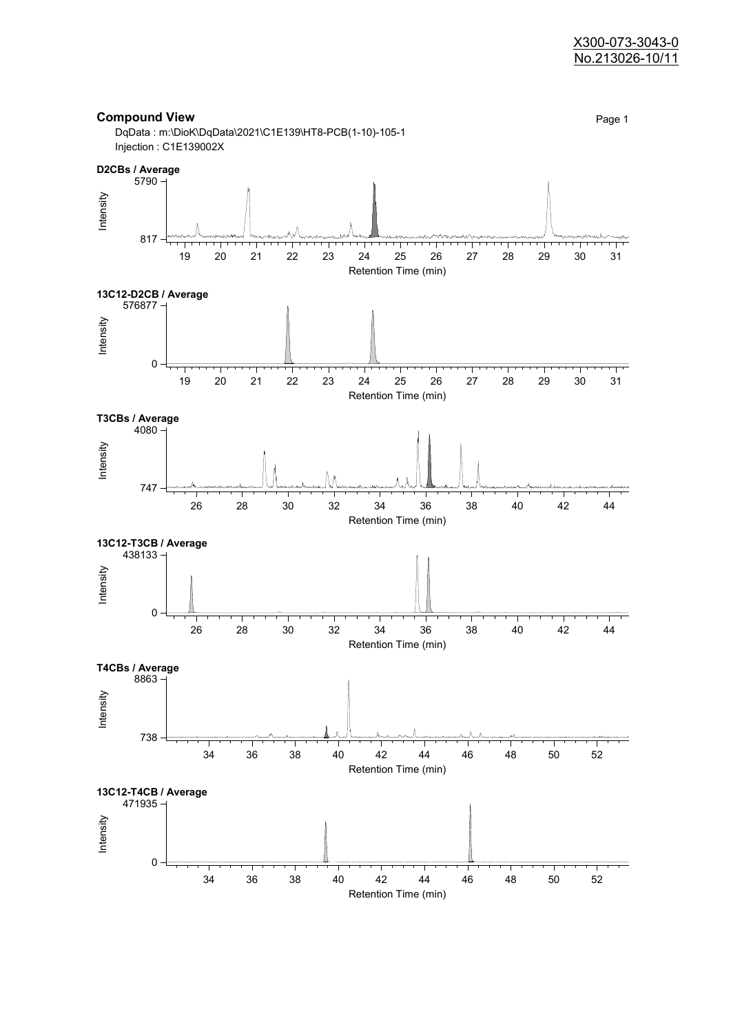X300-073-3043-0
No.213026-10/11

## Compound View

DqData : m:\DioK\DqData\2021\C1E139\HT8-PCB(1-10)-105-1
Injection : C1E139002X

**D2CBs / Average**

Intensity: 817 – 5790
Retention Time (min): 19 – 31

**13C12-D2CB / Average**

Intensity: 0 – 576877
Retention Time (min): 19 – 31

**T3CBs / Average**

Intensity: 747 – 4080
Retention Time (min): 26 – 44

**13C12-T3CB / Average**

Intensity: 0 – 438133
Retention Time (min): 26 – 44

**T4CBs / Average**

Intensity: 738 – 8863
Retention Time (min): 34 – 52

**13C12-T4CB / Average**

Intensity: 0 – 471935
Retention Time (min): 34 – 52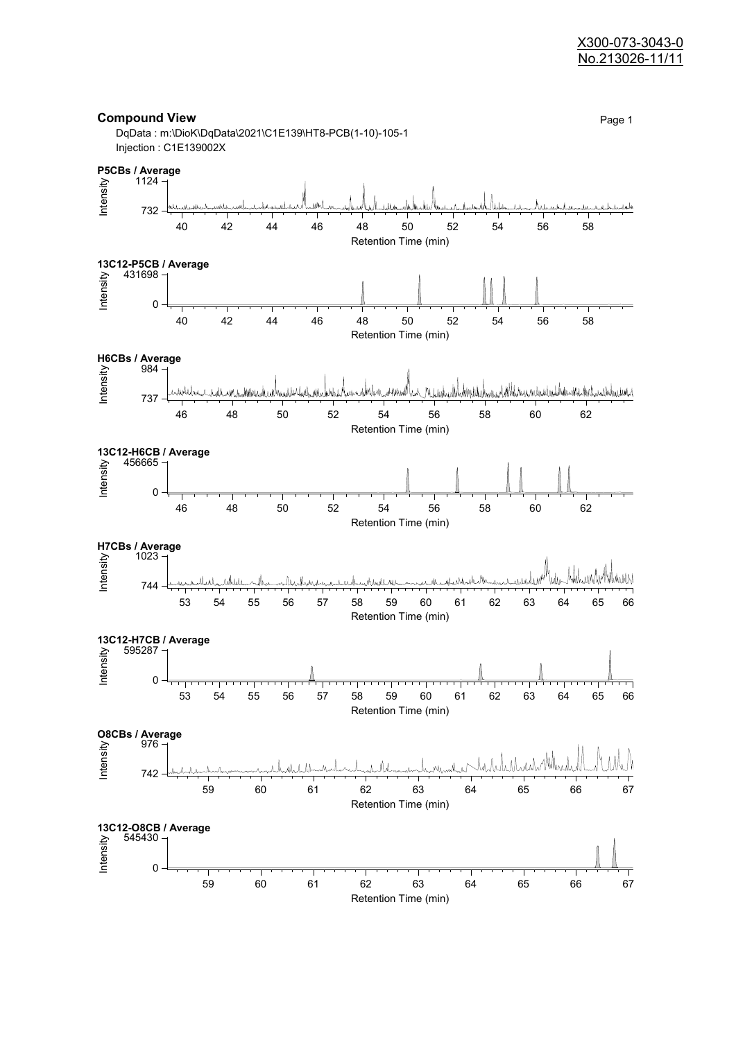X300-073-3043-0
No.213026-11/11

## Compound View

DqData : m:\DioK\DqData\2021\C1E139\HT8-PCB(1-10)-105-1
Injection : C1E139002X

**P5CBs / Average**

Intensity
1124
732
40 42 44 46 48 50 52 54 56 58
Retention Time (min)

**13C12-P5CB / Average**

Intensity
431698
0
40 42 44 46 48 50 52 54 56 58
Retention Time (min)

**H6CBs / Average**

Intensity
984
737
46 48 50 52 54 56 58 60 62
Retention Time (min)

**13C12-H6CB / Average**

Intensity
456665
0
46 48 50 52 54 56 58 60 62
Retention Time (min)

**H7CBs / Average**

Intensity
1023
744
53 54 55 56 57 58 59 60 61 62 63 64 65 66
Retention Time (min)

**13C12-H7CB / Average**

Intensity
595287
0
53 54 55 56 57 58 59 60 61 62 63 64 65 66
Retention Time (min)

**O8CBs / Average**

Intensity
976
742
59 60 61 62 63 64 65 66 67
Retention Time (min)

**13C12-O8CB / Average**

Intensity
545430
0
59 60 61 62 63 64 65 66 67
Retention Time (min)